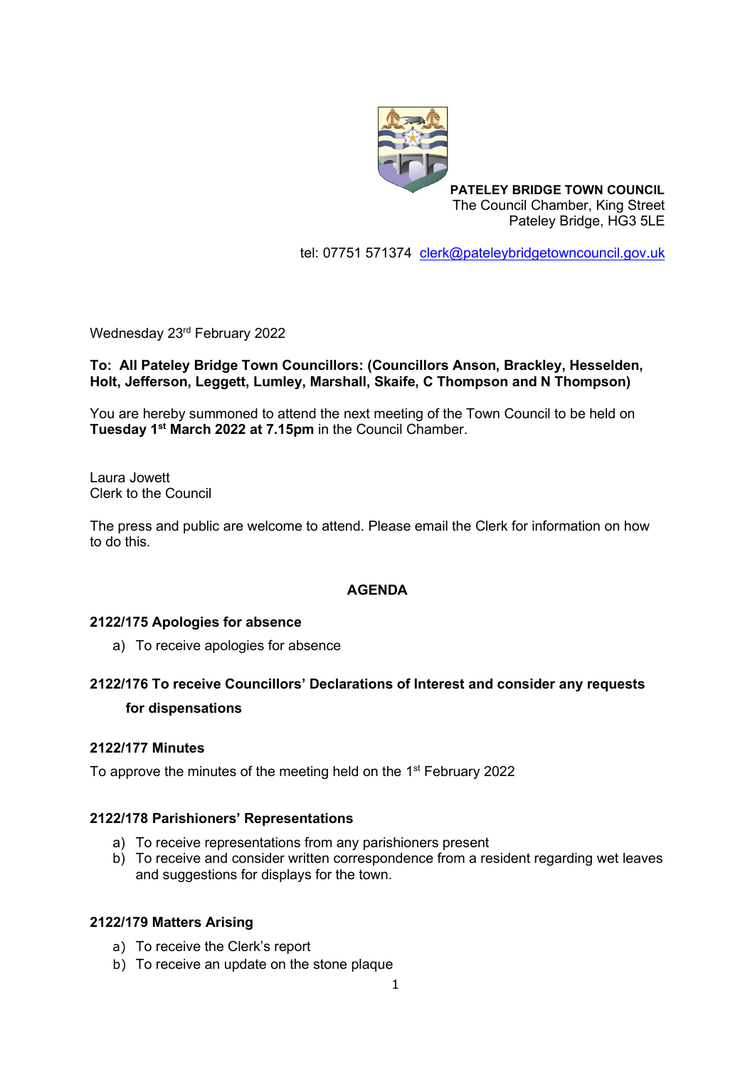**PATELEY BRIDGE TOWN COUNCIL**
The Council Chamber, King Street
Pateley Bridge, HG3 5LE

tel: 07751 571374 clerk@pateleybridgetowncouncil.gov.uk

Wednesday 23rd February 2022

**To: All Pateley Bridge Town Councillors: (Councillors Anson, Brackley, Hesselden, Holt, Jefferson, Leggett, Lumley, Marshall, Skaife, C Thompson and N Thompson)**

You are hereby summoned to attend the next meeting of the Town Council to be held on **Tuesday 1st March 2022 at 7.15pm** in the Council Chamber.

Laura Jowett
Clerk to the Council

The press and public are welcome to attend. Please email the Clerk for information on how to do this.

## AGENDA

### 2122/175 Apologies for absence

a) To receive apologies for absence

### 2122/176 To receive Councillors' Declarations of Interest and consider any requests for dispensations

### 2122/177 Minutes

To approve the minutes of the meeting held on the 1st February 2022

### 2122/178 Parishioners' Representations

a) To receive representations from any parishioners present
b) To receive and consider written correspondence from a resident regarding wet leaves and suggestions for displays for the town.

### 2122/179 Matters Arising

a) To receive the Clerk's report
b) To receive an update on the stone plaque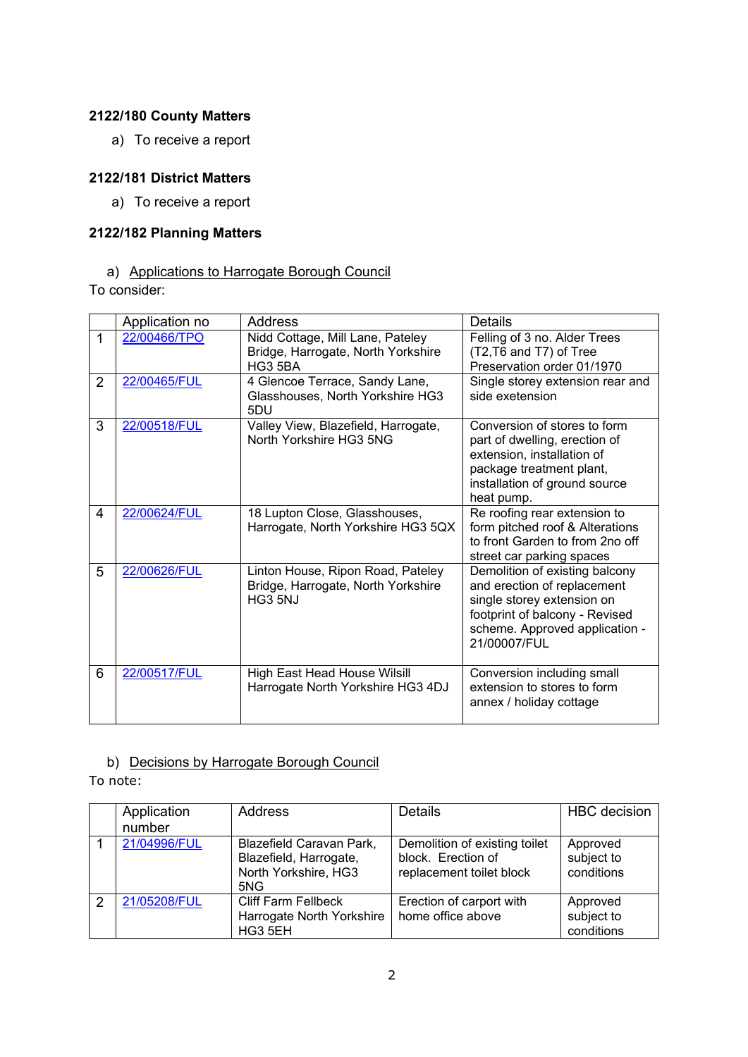**2122/180 County Matters**

a) To receive a report

**2122/181 District Matters**

a) To receive a report

**2122/182 Planning Matters**

a) Applications to Harrogate Borough Council

To consider:

| | Application no | Address | Details |
|---|---|---|---|
| 1 | 22/00466/TPO | Nidd Cottage, Mill Lane, Pateley Bridge, Harrogate, North Yorkshire HG3 5BA | Felling of 3 no. Alder Trees (T2,T6 and T7) of Tree Preservation order 01/1970 |
| 2 | 22/00465/FUL | 4 Glencoe Terrace, Sandy Lane, Glasshouses, North Yorkshire HG3 5DU | Single storey extension rear and side exetension |
| 3 | 22/00518/FUL | Valley View, Blazefield, Harrogate, North Yorkshire HG3 5NG | Conversion of stores to form part of dwelling, erection of extension, installation of package treatment plant, installation of ground source heat pump. |
| 4 | 22/00624/FUL | 18 Lupton Close, Glasshouses, Harrogate, North Yorkshire HG3 5QX | Re roofing rear extension to form pitched roof & Alterations to front Garden to from 2no off street car parking spaces |
| 5 | 22/00626/FUL | Linton House, Ripon Road, Pateley Bridge, Harrogate, North Yorkshire HG3 5NJ | Demolition of existing balcony and erection of replacement single storey extension on footprint of balcony - Revised scheme. Approved application - 21/00007/FUL |
| 6 | 22/00517/FUL | High East Head House Wilsill Harrogate North Yorkshire HG3 4DJ | Conversion including small extension to stores to form annex / holiday cottage |

b) Decisions by Harrogate Borough Council

To note:

| | Application number | Address | Details | HBC decision |
|---|---|---|---|---|
| 1 | 21/04996/FUL | Blazefield Caravan Park, Blazefield, Harrogate, North Yorkshire, HG3 5NG | Demolition of existing toilet block. Erection of replacement toilet block | Approved subject to conditions |
| 2 | 21/05208/FUL | Cliff Farm Fellbeck Harrogate North Yorkshire HG3 5EH | Erection of carport with home office above | Approved subject to conditions |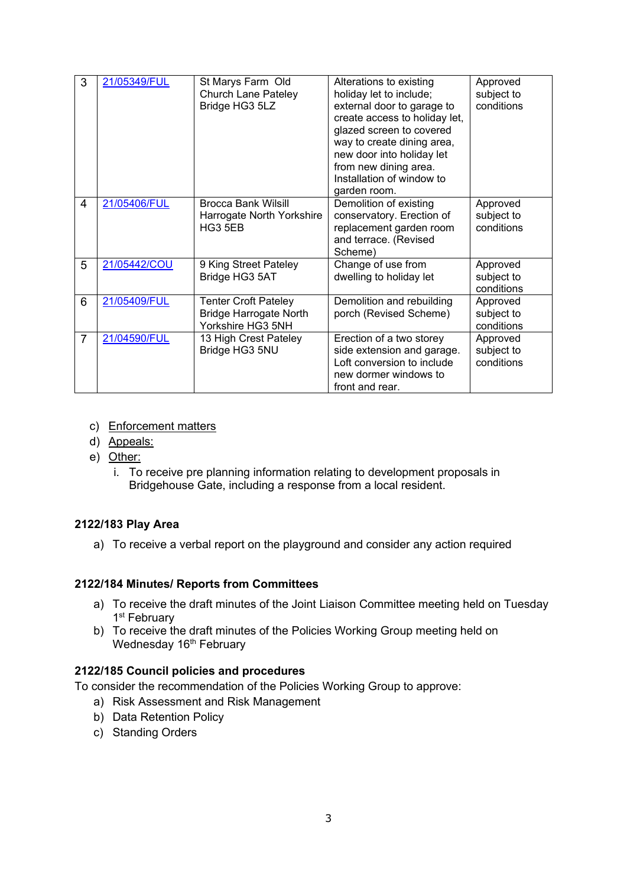| 3 | 21/05349/FUL | St Marys Farm Old Church Lane Pateley Bridge HG3 5LZ | Alterations to existing holiday let to include; external door to garage to create access to holiday let, glazed screen to covered way to create dining area, new door into holiday let from new dining area. Installation of window to garden room. | Approved subject to conditions |
|---|---|---|---|---|
| 4 | 21/05406/FUL | Brocca Bank Wilsill Harrogate North Yorkshire HG3 5EB | Demolition of existing conservatory. Erection of replacement garden room and terrace. (Revised Scheme) | Approved subject to conditions |
| 5 | 21/05442/COU | 9 King Street Pateley Bridge HG3 5AT | Change of use from dwelling to holiday let | Approved subject to conditions |
| 6 | 21/05409/FUL | Tenter Croft Pateley Bridge Harrogate North Yorkshire HG3 5NH | Demolition and rebuilding porch (Revised Scheme) | Approved subject to conditions |
| 7 | 21/04590/FUL | 13 High Crest Pateley Bridge HG3 5NU | Erection of a two storey side extension and garage. Loft conversion to include new dormer windows to front and rear. | Approved subject to conditions |

c) Enforcement matters

d) Appeals:

e) Other:

i. To receive pre planning information relating to development proposals in Bridgehouse Gate, including a response from a local resident.

**2122/183 Play Area**

a) To receive a verbal report on the playground and consider any action required

**2122/184 Minutes/ Reports from Committees**

a) To receive the draft minutes of the Joint Liaison Committee meeting held on Tuesday 1st February

b) To receive the draft minutes of the Policies Working Group meeting held on Wednesday 16th February

**2122/185 Council policies and procedures**

To consider the recommendation of the Policies Working Group to approve:

a) Risk Assessment and Risk Management

b) Data Retention Policy

c) Standing Orders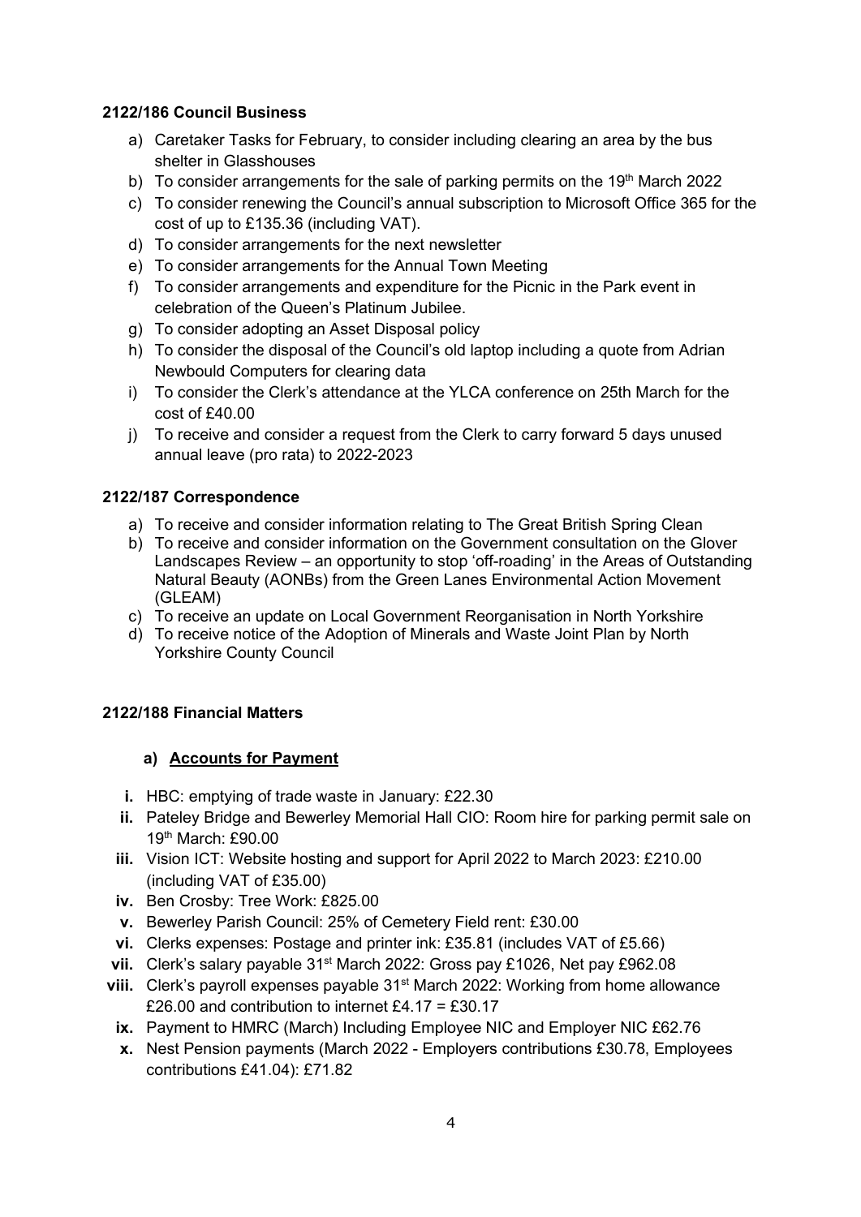**2122/186 Council Business**

a) Caretaker Tasks for February, to consider including clearing an area by the bus shelter in Glasshouses
b) To consider arrangements for the sale of parking permits on the 19th March 2022
c) To consider renewing the Council's annual subscription to Microsoft Office 365 for the cost of up to £135.36 (including VAT).
d) To consider arrangements for the next newsletter
e) To consider arrangements for the Annual Town Meeting
f) To consider arrangements and expenditure for the Picnic in the Park event in celebration of the Queen's Platinum Jubilee.
g) To consider adopting an Asset Disposal policy
h) To consider the disposal of the Council's old laptop including a quote from Adrian Newbould Computers for clearing data
i) To consider the Clerk's attendance at the YLCA conference on 25th March for the cost of £40.00
j) To receive and consider a request from the Clerk to carry forward 5 days unused annual leave (pro rata) to 2022-2023

**2122/187 Correspondence**

a) To receive and consider information relating to The Great British Spring Clean
b) To receive and consider information on the Government consultation on the Glover Landscapes Review – an opportunity to stop 'off-roading' in the Areas of Outstanding Natural Beauty (AONBs) from the Green Lanes Environmental Action Movement (GLEAM)
c) To receive an update on Local Government Reorganisation in North Yorkshire
d) To receive notice of the Adoption of Minerals and Waste Joint Plan by North Yorkshire County Council

**2122/188 Financial Matters**

**a) Accounts for Payment**

i. HBC: emptying of trade waste in January: £22.30
ii. Pateley Bridge and Bewerley Memorial Hall CIO: Room hire for parking permit sale on 19th March: £90.00
iii. Vision ICT: Website hosting and support for April 2022 to March 2023: £210.00 (including VAT of £35.00)
iv. Ben Crosby: Tree Work: £825.00
v. Bewerley Parish Council: 25% of Cemetery Field rent: £30.00
vi. Clerks expenses: Postage and printer ink: £35.81 (includes VAT of £5.66)
vii. Clerk's salary payable 31st March 2022: Gross pay £1026, Net pay £962.08
viii. Clerk's payroll expenses payable 31st March 2022: Working from home allowance £26.00 and contribution to internet £4.17 = £30.17
ix. Payment to HMRC (March) Including Employee NIC and Employer NIC £62.76
x. Nest Pension payments (March 2022 - Employers contributions £30.78, Employees contributions £41.04): £71.82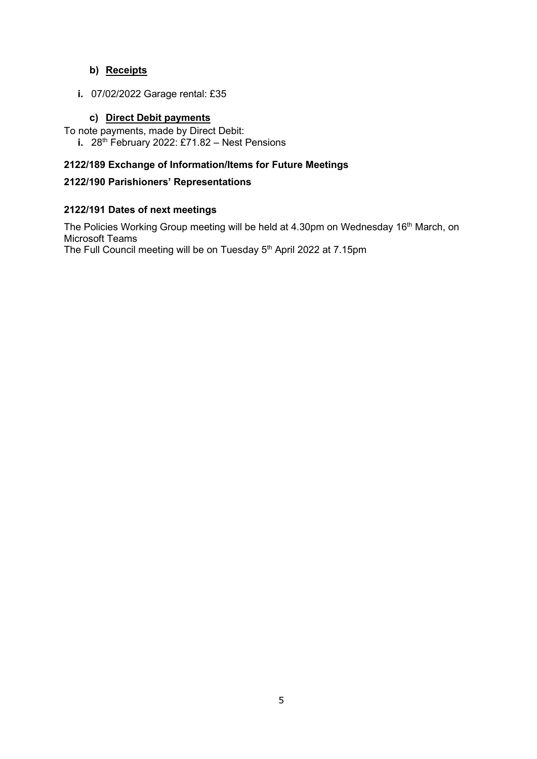### b) **Receipts**

**i.** 07/02/2022 Garage rental: £35

### c) **Direct Debit payments**

To note payments, made by Direct Debit:

**i.** 28th February 2022: £71.82 – Nest Pensions

**2122/189 Exchange of Information/Items for Future Meetings**

**2122/190 Parishioners' Representations**

**2122/191 Dates of next meetings**

The Policies Working Group meeting will be held at 4.30pm on Wednesday 16th March, on Microsoft Teams

The Full Council meeting will be on Tuesday 5th April 2022 at 7.15pm